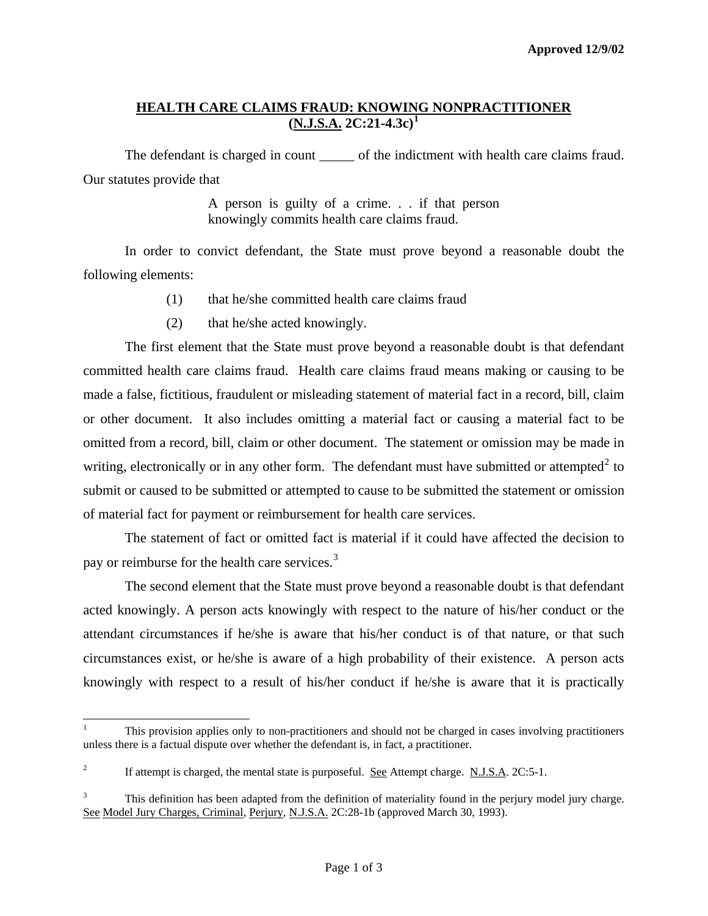Approved 12/9/02

## **HEALTH CARE CLAIMS FRAUD: KNOWING NONPRACTITIONER (N.J.S.A. 2C:21-4.3c)**[1]

The defendant is charged in count _____ of the indictment with health care claims fraud. Our statutes provide that

> A person is guilty of a crime. . . if that person knowingly commits health care claims fraud.

In order to convict defendant, the State must prove beyond a reasonable doubt the following elements:

(1) that he/she committed health care claims fraud

(2) that he/she acted knowingly.

The first element that the State must prove beyond a reasonable doubt is that defendant committed health care claims fraud. Health care claims fraud means making or causing to be made a false, fictitious, fraudulent or misleading statement of material fact in a record, bill, claim or other document. It also includes omitting a material fact or causing a material fact to be omitted from a record, bill, claim or other document. The statement or omission may be made in writing, electronically or in any other form. The defendant must have submitted or attempted[2] to submit or caused to be submitted or attempted to cause to be submitted the statement or omission of material fact for payment or reimbursement for health care services.

The statement of fact or omitted fact is material if it could have affected the decision to pay or reimburse for the health care services.[3]

The second element that the State must prove beyond a reasonable doubt is that defendant acted knowingly. A person acts knowingly with respect to the nature of his/her conduct or the attendant circumstances if he/she is aware that his/her conduct is of that nature, or that such circumstances exist, or he/she is aware of a high probability of their existence. A person acts knowingly with respect to a result of his/her conduct if he/she is aware that it is practically

---

[1] This provision applies only to non-practitioners and should not be charged in cases involving practitioners unless there is a factual dispute over whether the defendant is, in fact, a practitioner.

[2] If attempt is charged, the mental state is purposeful. See Attempt charge. N.J.S.A. 2C:5-1.

[3] This definition has been adapted from the definition of materiality found in the perjury model jury charge. See Model Jury Charges, Criminal, Perjury, N.J.S.A. 2C:28-1b (approved March 30, 1993).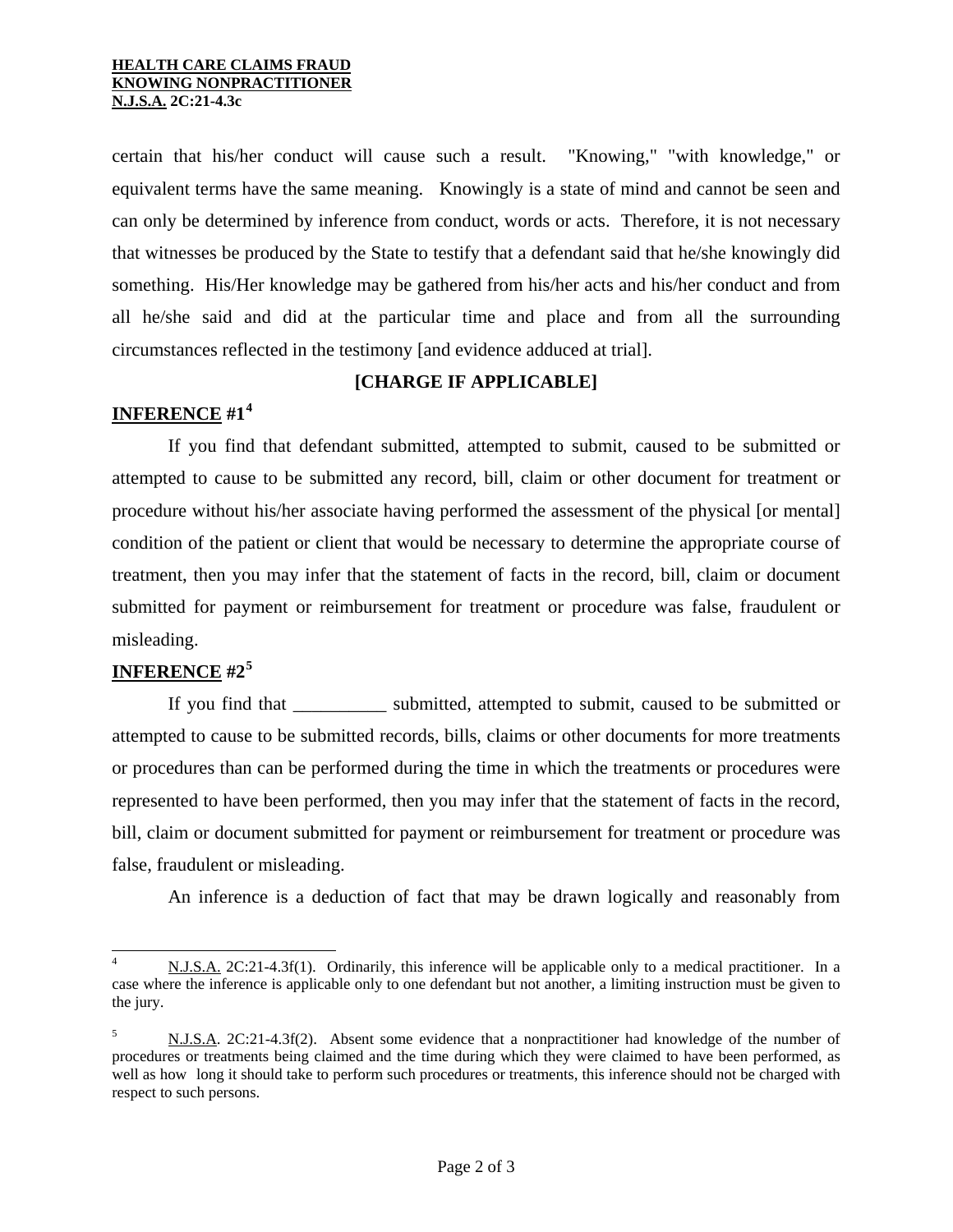certain that his/her conduct will cause such a result. "Knowing," "with knowledge," or equivalent terms have the same meaning. Knowingly is a state of mind and cannot be seen and can only be determined by inference from conduct, words or acts. Therefore, it is not necessary that witnesses be produced by the State to testify that a defendant said that he/she knowingly did something. His/Her knowledge may be gathered from his/her acts and his/her conduct and from all he/she said and did at the particular time and place and from all the surrounding circumstances reflected in the testimony [and evidence adduced at trial].

**[CHARGE IF APPLICABLE]**

**INFERENCE #1**[4]

If you find that defendant submitted, attempted to submit, caused to be submitted or attempted to cause to be submitted any record, bill, claim or other document for treatment or procedure without his/her associate having performed the assessment of the physical [or mental] condition of the patient or client that would be necessary to determine the appropriate course of treatment, then you may infer that the statement of facts in the record, bill, claim or document submitted for payment or reimbursement for treatment or procedure was false, fraudulent or misleading.

**INFERENCE #2**[5]

If you find that __________ submitted, attempted to submit, caused to be submitted or attempted to cause to be submitted records, bills, claims or other documents for more treatments or procedures than can be performed during the time in which the treatments or procedures were represented to have been performed, then you may infer that the statement of facts in the record, bill, claim or document submitted for payment or reimbursement for treatment or procedure was false, fraudulent or misleading.

An inference is a deduction of fact that may be drawn logically and reasonably from

---

[4] N.J.S.A. 2C:21-4.3f(1). Ordinarily, this inference will be applicable only to a medical practitioner. In a case where the inference is applicable only to one defendant but not another, a limiting instruction must be given to the jury.

[5] N.J.S.A. 2C:21-4.3f(2). Absent some evidence that a nonpractitioner had knowledge of the number of procedures or treatments being claimed and the time during which they were claimed to have been performed, as well as how long it should take to perform such procedures or treatments, this inference should not be charged with respect to such persons.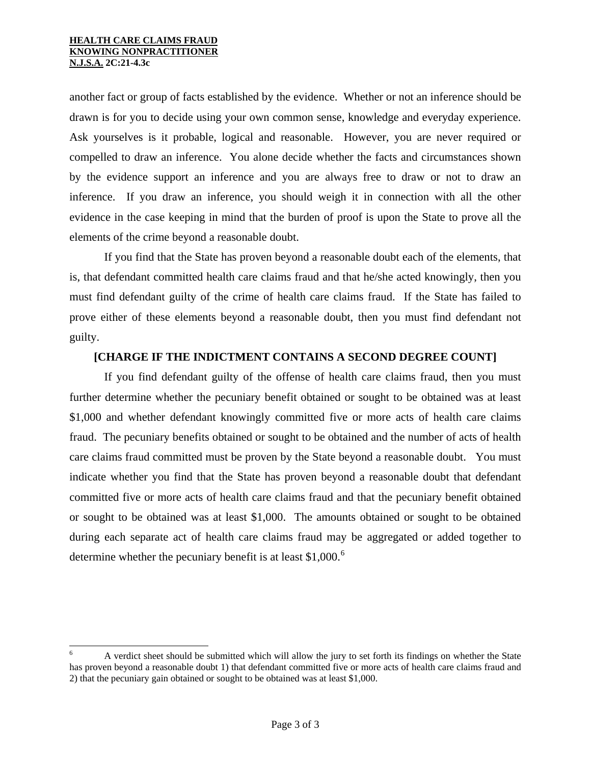another fact or group of facts established by the evidence. Whether or not an inference should be drawn is for you to decide using your own common sense, knowledge and everyday experience. Ask yourselves is it probable, logical and reasonable. However, you are never required or compelled to draw an inference. You alone decide whether the facts and circumstances shown by the evidence support an inference and you are always free to draw or not to draw an inference. If you draw an inference, you should weigh it in connection with all the other evidence in the case keeping in mind that the burden of proof is upon the State to prove all the elements of the crime beyond a reasonable doubt.

If you find that the State has proven beyond a reasonable doubt each of the elements, that is, that defendant committed health care claims fraud and that he/she acted knowingly, then you must find defendant guilty of the crime of health care claims fraud. If the State has failed to prove either of these elements beyond a reasonable doubt, then you must find defendant not guilty.

**[CHARGE IF THE INDICTMENT CONTAINS A SECOND DEGREE COUNT]**

If you find defendant guilty of the offense of health care claims fraud, then you must further determine whether the pecuniary benefit obtained or sought to be obtained was at least $1,000 and whether defendant knowingly committed five or more acts of health care claims fraud. The pecuniary benefits obtained or sought to be obtained and the number of acts of health care claims fraud committed must be proven by the State beyond a reasonable doubt. You must indicate whether you find that the State has proven beyond a reasonable doubt that defendant committed five or more acts of health care claims fraud and that the pecuniary benefit obtained or sought to be obtained was at least $1,000. The amounts obtained or sought to be obtained during each separate act of health care claims fraud may be aggregated or added together to determine whether the pecuniary benefit is at least $1,000.[6]

---

[6] A verdict sheet should be submitted which will allow the jury to set forth its findings on whether the State has proven beyond a reasonable doubt 1) that defendant committed five or more acts of health care claims fraud and 2) that the pecuniary gain obtained or sought to be obtained was at least $1,000.